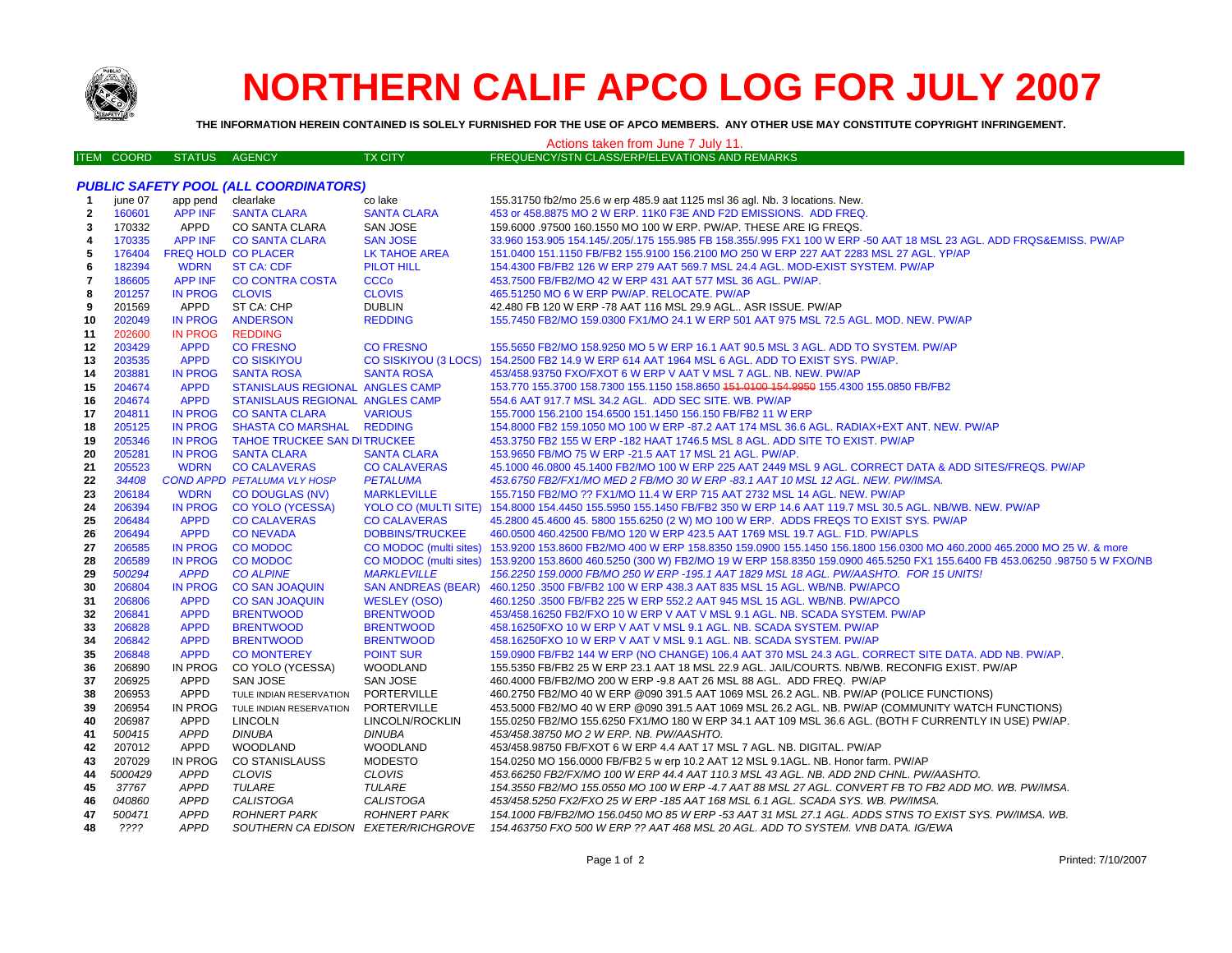# NORTHERN CALIF APCO LOG FOR JULY 2007

**THE INFORMATION HEREIN CONTAINED IS SOLELY FURNISHED FOR THE USE OF APCO MEMBERS. ANY OTHER USE MAY CONSTITUTE COPYRIGHT INFRINGEMENT.**

Actions taken from June 7 July 11.

| ITEM | COORD | STATUS | AGENCY | TX CITY | FREQUENCY/STN CLASS/ERP/ELEVATIONS AND REMARKS |
|---|---|---|---|---|---|
| | | | ***PUBLIC SAFETY POOL (ALL COORDINATORS)*** | | |
| 1 | june 07 | app pend | clearlake | co lake | 155.31750 fb2/mo 25.6 w erp 485.9 aat 1125 msl 36 agl. Nb. 3 locations. New. |
| 2 | 160601 | APP INF | SANTA CLARA | SANTA CLARA | 453 or 458.8875 MO 2 W ERP. 11K0 F3E AND F2D EMISSIONS. ADD FREQ. |
| 3 | 170332 | APPD | CO SANTA CLARA | SAN JOSE | 159.6000 .97500 160.1550 MO 100 W ERP. PW/AP. THESE ARE IG FREQS. |
| 4 | 170335 | APP INF | CO SANTA CLARA | SAN JOSE | 33.960 153.905 154.145/.205/.175 155.985 FB 158.355/.995 FX1 100 W ERP -50 AAT 18 MSL 23 AGL. ADD FRQS&EMISS. PW/AP |
| 5 | 176404 | FREQ HOLD | CO PLACER | LK TAHOE AREA | 151.0400 151.1150 FB/FB2 155.9100 156.2100 MO 250 W ERP 227 AAT 2283 MSL 27 AGL. YP/AP |
| 6 | 182394 | WDRN | ST CA: CDF | PILOT HILL | 154.4300 FB/FB2 126 W ERP 279 AAT 569.7 MSL 24.4 AGL. MOD-EXIST SYSTEM. PW/AP |
| 7 | 186605 | APP INF | CO CONTRA COSTA | CCCo | 453.7500 FB/FB2/MO 42 W ERP 431 AAT 577 MSL 36 AGL. PW/AP. |
| 8 | 201257 | IN PROG | CLOVIS | CLOVIS | 465.51250 MO 6 W ERP PW/AP. RELOCATE. PW/AP |
| 9 | 201569 | APPD | ST CA: CHP | DUBLIN | 42.480 FB 120 W ERP -78 AAT 116 MSL 29.9 AGL.. ASR ISSUE. PW/AP |
| 10 | 202049 | IN PROG | ANDERSON | REDDING | 155.7450 FB2/MO 159.0300 FX1/MO 24.1 W ERP 501 AAT 975 MSL 72.5 AGL. MOD. NEW. PW/AP |
| 11 | 202600 | IN PROG | REDDING | | |
| 12 | 203429 | APPD | CO FRESNO | CO FRESNO | 155.5650 FB2/MO 158.9250 MO 5 W ERP 16.1 AAT 90.5 MSL 3 AGL. ADD TO SYSTEM. PW/AP |
| 13 | 203535 | APPD | CO SISKIYOU | CO SISKIYOU (3 LOCS) | 154.2500 FB2 14.9 W ERP 614 AAT 1964 MSL 6 AGL. ADD TO EXIST SYS. PW/AP. |
| 14 | 203881 | IN PROG | SANTA ROSA | SANTA ROSA | 453/458.93750 FXO/FXOT 6 W ERP V AAT V MSL 7 AGL. NB. NEW. PW/AP |
| 15 | 204674 | APPD | STANISLAUS REGIONAL | ANGLES CAMP | 153.770 155.3700 158.7300 155.1150 158.8650 ~~151.0100 154.9950~~ 155.4300 155.0850 FB/FB2 |
| 16 | 204674 | APPD | STANISLAUS REGIONAL | ANGLES CAMP | 554.6 AAT 917.7 MSL 34.2 AGL. ADD SEC SITE. WB. PW/AP |
| 17 | 204811 | IN PROG | CO SANTA CLARA | VARIOUS | 155.7000 156.2100 154.6500 151.1450 156.150 FB/FB2 11 W ERP |
| 18 | 205125 | IN PROG | SHASTA CO MARSHAL | REDDING | 154.8000 FB2 159.1050 MO 100 W ERP -87.2 AAT 174 MSL 36.6 AGL. RADIAX+EXT ANT. NEW. PW/AP |
| 19 | 205346 | IN PROG | TAHOE TRUCKEE SAN DI | TRUCKEE | 453.3750 FB2 155 W ERP -182 HAAT 1746.5 MSL 8 AGL. ADD SITE TO EXIST. PW/AP |
| 20 | 205281 | IN PROG | SANTA CLARA | SANTA CLARA | 153.9650 FB/MO 75 W ERP -21.5 AAT 17 MSL 21 AGL. PW/AP. |
| 21 | 205523 | WDRN | CO CALAVERAS | CO CALAVERAS | 45.1000 46.0800 45.1400 FB2/MO 100 W ERP 225 AAT 2449 MSL 9 AGL. CORRECT DATA & ADD SITES/FREQS. PW/AP |
| 22 | *34408* | *COND APPD* | *PETALUMA VLY HOSP* | *PETALUMA* | *453.6750 FB2/FX1/MO MED 2 FB/MO 30 W ERP -83.1 AAT 10 MSL 12 AGL. NEW. PW/IMSA.* |
| 23 | 206184 | WDRN | CO DOUGLAS (NV) | MARKLEVILLE | 155.7150 FB2/MO ?? FX1/MO 11.4 W ERP 715 AAT 2732 MSL 14 AGL. NEW. PW/AP |
| 24 | 206394 | IN PROG | CO YOLO (YCESSA) | YOLO CO (MULTI SITE) | 154.8000 154.4450 155.5950 155.1450 FB/FB2 350 W ERP 14.6 AAT 119.7 MSL 30.5 AGL. NB/WB. NEW. PW/AP |
| 25 | 206484 | APPD | CO CALAVERAS | CO CALAVERAS | 45.2800 45.4600 45. 5800 155.6250 (2 W) MO 100 W ERP. ADDS FREQS TO EXIST SYS. PW/AP |
| 26 | 206494 | APPD | CO NEVADA | DOBBINS/TRUCKEE | 460.0500 460.42500 FB/MO 120 W ERP 423.5 AAT 1769 MSL 19.7 AGL. F1D. PW/APLS |
| 27 | 206585 | IN PROG | CO MODOC | CO MODOC (multi sites) | 153.9200 153.8600 FB2/MO 400 W ERP 158.8350 159.0900 155.1450 156.1800 156.0300 MO 460.2000 465.2000 MO 25 W. & more |
| 28 | 206589 | IN PROG | CO MODOC | CO MODOC (multi sites) | 153.9200 153.8600 460.5250 (300 W) FB2/MO 19 W ERP 158.8350 159.0900 465.5250 FX1 155.6400 FB 453.06250 .98750 5 W FXO/NB |
| 29 | *500294* | *APPD* | *CO ALPINE* | *MARKLEVILLE* | *156.2250 159.0000 FB/MO 250 W ERP -195.1 AAT 1829 MSL 18 AGL. PW/AASHTO. FOR 15 UNITS!* |
| 30 | 206804 | IN PROG | CO SAN JOAQUIN | SAN ANDREAS (BEAR) | 460.1250 .3500 FB/FB2 100 W ERP 438.3 AAT 835 MSL 15 AGL. WB/NB. PW/APCO |
| 31 | 206806 | APPD | CO SAN JOAQUIN | WESLEY (OSO) | 460.1250 .3500 FB/FB2 225 W ERP 552.2 AAT 945 MSL 15 AGL. WB/NB. PW/APCO |
| 32 | 206841 | APPD | BRENTWOOD | BRENTWOOD | 453/458.16250 FB2/FXO 10 W ERP V AAT V MSL 9.1 AGL. NB. SCADA SYSTEM. PW/AP |
| 33 | 206828 | APPD | BRENTWOOD | BRENTWOOD | 458.16250FXO 10 W ERP V AAT V MSL 9.1 AGL. NB. SCADA SYSTEM. PW/AP |
| 34 | 206842 | APPD | BRENTWOOD | BRENTWOOD | 458.16250FXO 10 W ERP V AAT V MSL 9.1 AGL. NB. SCADA SYSTEM. PW/AP |
| 35 | 206848 | APPD | CO MONTEREY | POINT SUR | 159.0900 FB/FB2 144 W ERP (NO CHANGE) 106.4 AAT 370 MSL 24.3 AGL. CORRECT SITE DATA. ADD NB. PW/AP. |
| 36 | 206890 | IN PROG | CO YOLO (YCESSA) | WOODLAND | 155.5350 FB/FB2 25 W ERP 23.1 AAT 18 MSL 22.9 AGL. JAIL/COURTS. NB/WB. RECONFIG EXIST. PW/AP |
| 37 | 206925 | APPD | SAN JOSE | SAN JOSE | 460.4000 FB/FB2/MO 200 W ERP -9.8 AAT 26 MSL 88 AGL. ADD FREQ. PW/AP |
| 38 | 206953 | APPD | TULE INDIAN RESERVATION | PORTERVILLE | 460.2750 FB2/MO 40 W ERP @090 391.5 AAT 1069 MSL 26.2 AGL. NB. PW/AP (POLICE FUNCTIONS) |
| 39 | 206954 | IN PROG | TULE INDIAN RESERVATION | PORTERVILLE | 453.5000 FB2/MO 40 W ERP @090 391.5 AAT 1069 MSL 26.2 AGL. NB. PW/AP (COMMUNITY WATCH FUNCTIONS) |
| 40 | 206987 | APPD | LINCOLN | LINCOLN/ROCKLIN | 155.0250 FB2/MO 155.6250 FX1/MO 180 W ERP 34.1 AAT 109 MSL 36.6 AGL. (BOTH F CURRENTLY IN USE) PW/AP. |
| 41 | *500415* | *APPD* | *DINUBA* | *DINUBA* | *453/458.38750 MO 2 W ERP. NB. PW/AASHTO.* |
| 42 | 207012 | APPD | WOODLAND | WOODLAND | 453/458.98750 FB/FXOT 6 W ERP 4.4 AAT 17 MSL 7 AGL. NB. DIGITAL. PW/AP |
| 43 | 207029 | IN PROG | CO STANISLAUSS | MODESTO | 154.0250 MO 156.0000 FB/FB2 5 w erp 10.2 AAT 12 MSL 9.1AGL. Nb. Honor farm. PW/AP |
| 44 | *5000429* | *APPD* | *CLOVIS* | *CLOVIS* | *453.66250 FB2/FX/MO 100 W ERP 44.4 AAT 110.3 MSL 43 AGL. NB. ADD 2ND CHNL. PW/AASHTO.* |
| 45 | *37767* | *APPD* | *TULARE* | *TULARE* | *154.3550 FB2/MO 155.0550 MO 100 W ERP -4.7 AAT 88 MSL 27 AGL. CONVERT FB TO FB2 ADD MO. WB. PW/IMSA.* |
| 46 | *040860* | *APPD* | *CALISTOGA* | *CALISTOGA* | *453/458.5250 FX2/FXO 25 W ERP -185 AAT 168 MSL 6.1 AGL. SCADA SYS. WB. PW/IMSA.* |
| 47 | *500471* | *APPD* | *ROHNERT PARK* | *ROHNERT PARK* | *154.1000 FB/FB2/MO 156.0450 MO 85 W ERP -53 AAT 31 MSL 27.1 AGL. ADDS STNS TO EXIST SYS. PW/IMSA. WB.* |
| 48 | *????* | *APPD* | *SOUTHERN CA EDISON* | *EXETER/RICHGROVE* | *154.463750 FXO 500 W ERP ?? AAT 468 MSL 20 AGL. ADD TO SYSTEM. VNB DATA. IG/EWA* |

Printed: 7/10/2007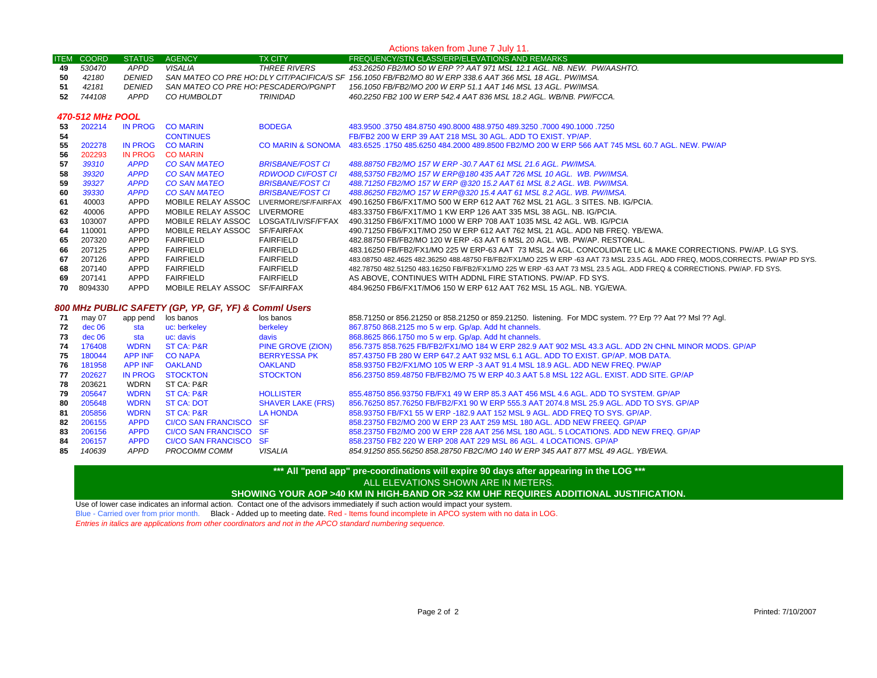Actions taken from June 7 July 11.

| ITEM | COORD | STATUS | AGENCY | TX CITY | FREQUENCY/STN CLASS/ERP/ELEVATIONS AND REMARKS |
|---|---|---|---|---|---|
| 49 | *530470* | *APPD* | *VISALIA* | *THREE RIVERS* | *453.26250 FB2/MO 50 W ERP ?? AAT 971 MSL 12.1 AGL. NB. NEW. PW/AASHTO.* |
| 50 | *42180* | *DENIED* | *SAN MATEO CO PRE HO:* | *DLY CIT/PACIFICA/S SF* | *156.1050 FB/FB2/MO 80 W ERP 338.6 AAT 366 MSL 18 AGL. PW/IMSA.* |
| 51 | *42181* | *DENIED* | *SAN MATEO CO PRE HO:* | *PESCADERO/PGNPT* | *156.1050 FB/FB2/MO 200 W ERP 51.1 AAT 146 MSL 13 AGL. PW/IMSA.* |
| 52 | *744108* | *APPD* | *CO HUMBOLDT* | *TRINIDAD* | *460.2250 FB2 100 W ERP 542.4 AAT 836 MSL 18.2 AGL. WB/NB. PW/FCCA.* |
| ***470-512 MHz POOL*** | | | | | |
| 53 | 202214 | IN PROG | CO MARIN | BODEGA | 483.9500 .3750 484.8750 490.8000 488.9750 489.3250 .7000 490.1000 .7250 |
| 54 | | | CONTINUES | | FB/FB2 200 W ERP 39 AAT 218 MSL 30 AGL. ADD TO EXIST. YP/AP. |
| 55 | 202278 | IN PROG | CO MARIN | CO MARIN & SONOMA | 483.6525 .1750 485.6250 484.2000 489.8500 FB2/MO 200 W ERP 566 AAT 745 MSL 60.7 AGL. NEW. PW/AP |
| 56 | 202293 | IN PROG | CO MARIN | | |
| 57 | *39310* | *APPD* | *CO SAN MATEO* | *BRISBANE/FOST CI* | *488.88750 FB2/MO 157 W ERP -30.7 AAT 61 MSL 21.6 AGL. PW/IMSA.* |
| 58 | *39320* | *APPD* | *CO SAN MATEO* | *RDWOOD CI/FOST CI* | *488,53750 FB2/MO 157 W ERP@180 435 AAT 726 MSL 10 AGL. WB. PW/IMSA.* |
| 59 | *39327* | *APPD* | *CO SAN MATEO* | *BRISBANE/FOST CI* | *488.71250 FB2/MO 157 W ERP @320 15.2 AAT 61 MSL 8.2 AGL. WB. PW/IMSA.* |
| 60 | *39330* | *APPD* | *CO SAN MATEO* | *BRISBANE/FOST CI* | *488.86250 FB2/MO 157 W ERP@320 15.4 AAT 61 MSL 8.2 AGL. WB. PW/IMSA.* |
| 61 | 40003 | APPD | MOBILE RELAY ASSOC | LIVERMORE/SF/FAIRFAX | 490.16250 FB6/FX1T/MO 500 W ERP 612 AAT 762 MSL 21 AGL. 3 SITES. NB. IG/PCIA. |
| 62 | 40006 | APPD | MOBILE RELAY ASSOC | LIVERMORE | 483.33750 FB6/FX1T/MO 1 KW ERP 126 AAT 335 MSL 38 AGL. NB. IG/PCIA. |
| 63 | 103007 | APPD | MOBILE RELAY ASSOC | LOSGAT/LIV/SF/F'FAX | 490.31250 FB6/FX1T/MO 1000 W ERP 708 AAT 1035 MSL 42 AGL. WB. IG/PCIA |
| 64 | 110001 | APPD | MOBILE RELAY ASSOC | SF/FAIRFAX | 490.71250 FB6/FX1T/MO 250 W ERP 612 AAT 762 MSL 21 AGL. ADD NB FREQ. YB/EWA. |
| 65 | 207320 | APPD | FAIRFIELD | FAIRFIELD | 482.88750 FB/FB2/MO 120 W ERP -63 AAT 6 MSL 20 AGL. WB. PW/AP. RESTORAL. |
| 66 | 207125 | APPD | FAIRFIELD | FAIRFIELD | 483.16250 FB/FB2/FX1/MO 225 W ERP-63 AAT 73 MSL 24 AGL. CONCOLIDATE LIC & MAKE CORRECTIONS. PW/AP. LG SYS. |
| 67 | 207126 | APPD | FAIRFIELD | FAIRFIELD | 483.08750 482.4625 482.36250 488.48750 FB/FB2/FX1/MO 225 W ERP -63 AAT 73 MSL 23.5 AGL. ADD FREQ, MODS,CORRECTS. PW/AP PD SYS. |
| 68 | 207140 | APPD | FAIRFIELD | FAIRFIELD | 482.78750 482.51250 483.16250 FB/FB2/FX1/MO 225 W ERP -63 AAT 73 MSL 23.5 AGL. ADD FREQ & CORRECTIONS. PW/AP. FD SYS. |
| 69 | 207141 | APPD | FAIRFIELD | FAIRFIELD | AS ABOVE, CONTINUES WITH ADDNL FIRE STATIONS. PW/AP. FD SYS. |
| 70 | 8094330 | APPD | MOBILE RELAY ASSOC | SF/FAIRFAX | 484.96250 FB6/FX1T/MO6 150 W ERP 612 AAT 762 MSL 15 AGL. NB. YG/EWA. |
| ***800 MHz PUBLIC SAFETY (GP, YP, GF, YF) & Comml Users*** | | | | | |
| 71 | may 07 | app pend | los banos | los banos | 858.71250 or 856.21250 or 858.21250 or 859.21250. listening. For MDC system. ?? Erp ?? Aat ?? Msl ?? Agl. |
| 72 | dec 06 | sta | uc: berkeley | berkeley | 867.8750 868.2125 mo 5 w erp. Gp/ap. Add ht channels. |
| 73 | dec 06 | sta | uc: davis | davis | 868.8625 866.1750 mo 5 w erp. Gp/ap. Add ht channels. |
| 74 | 176408 | WDRN | ST CA: P&R | PINE GROVE (ZION) | 856.7375 858.7625 FB/FB2/FX1/MO 184 W ERP 282.9 AAT 902 MSL 43.3 AGL. ADD 2N CHNL MINOR MODS. GP/AP |
| 75 | 180044 | APP INF | CO NAPA | BERRYESSA PK | 857.43750 FB 280 W ERP 647.2 AAT 932 MSL 6.1 AGL. ADD TO EXIST. GP/AP. MOB DATA. |
| 76 | 181958 | APP INF | OAKLAND | OAKLAND | 858.93750 FB2/FX1/MO 105 W ERP -3 AAT 91.4 MSL 18.9 AGL. ADD NEW FREQ. PW/AP |
| 77 | 202627 | IN PROG | STOCKTON | STOCKTON | 856.23750 859.48750 FB/FB2/MO 75 W ERP 40.3 AAT 5.8 MSL 122 AGL. EXIST. ADD SITE. GP/AP |
| 78 | 203621 | WDRN | ST CA: P&R | | |
| 79 | 205647 | WDRN | ST CA: P&R | HOLLISTER | 855.48750 856.93750 FB/FX1 49 W ERP 85.3 AAT 456 MSL 4.6 AGL. ADD TO SYSTEM. GP/AP |
| 80 | 205648 | WDRN | ST CA: DOT | SHAVER LAKE (FRS) | 856.76250 857.76250 FB/FB2/FX1 90 W ERP 555.3 AAT 2074.8 MSL 25.9 AGL. ADD TO SYS. GP/AP |
| 81 | 205856 | WDRN | ST CA: P&R | LA HONDA | 858.93750 FB/FX1 55 W ERP -182.9 AAT 152 MSL 9 AGL. ADD FREQ TO SYS. GP/AP. |
| 82 | 206155 | APPD | CI/CO SAN FRANCISCO | SF | 858.23750 FB2/MO 200 W ERP 23 AAT 259 MSL 180 AGL. ADD NEW FREEQ. GP/AP |
| 83 | 206156 | APPD | CI/CO SAN FRANCISCO | SF | 858.23750 FB2/MO 200 W ERP 228 AAT 256 MSL 180 AGL. 5 LOCATIONS. ADD NEW FREQ. GP/AP |
| 84 | 206157 | APPD | CI/CO SAN FRANCISCO | SF | 858.23750 FB2 220 W ERP 208 AAT 229 MSL 86 AGL. 4 LOCATIONS. GP/AP |
| 85 | *140639* | *APPD* | *PROCOMM COMM* | *VISALIA* | *854.91250 855.56250 858.28750 FB2C/MO 140 W ERP 345 AAT 877 MSL 49 AGL. YB/EWA.* |

**\*\*\* All "pend app" pre-coordinations will expire 90 days after appearing in the LOG \*\*\***

ALL ELEVATIONS SHOWN ARE IN METERS.

**SHOWING YOUR AOP >40 KM IN HIGH-BAND OR >32 KM UHF REQUIRES ADDITIONAL JUSTIFICATION.**

Use of lower case indicates an informal action. Contact one of the advisors immediately if such action would impact your system.

Blue - Carried over from prior month. Black - Added up to meeting date. Red - Items found incomplete in APCO system with no data in LOG.

*Entries in italics are applications from other coordinators and not in the APCO standard numbering sequence.*

Printed: 7/10/2007